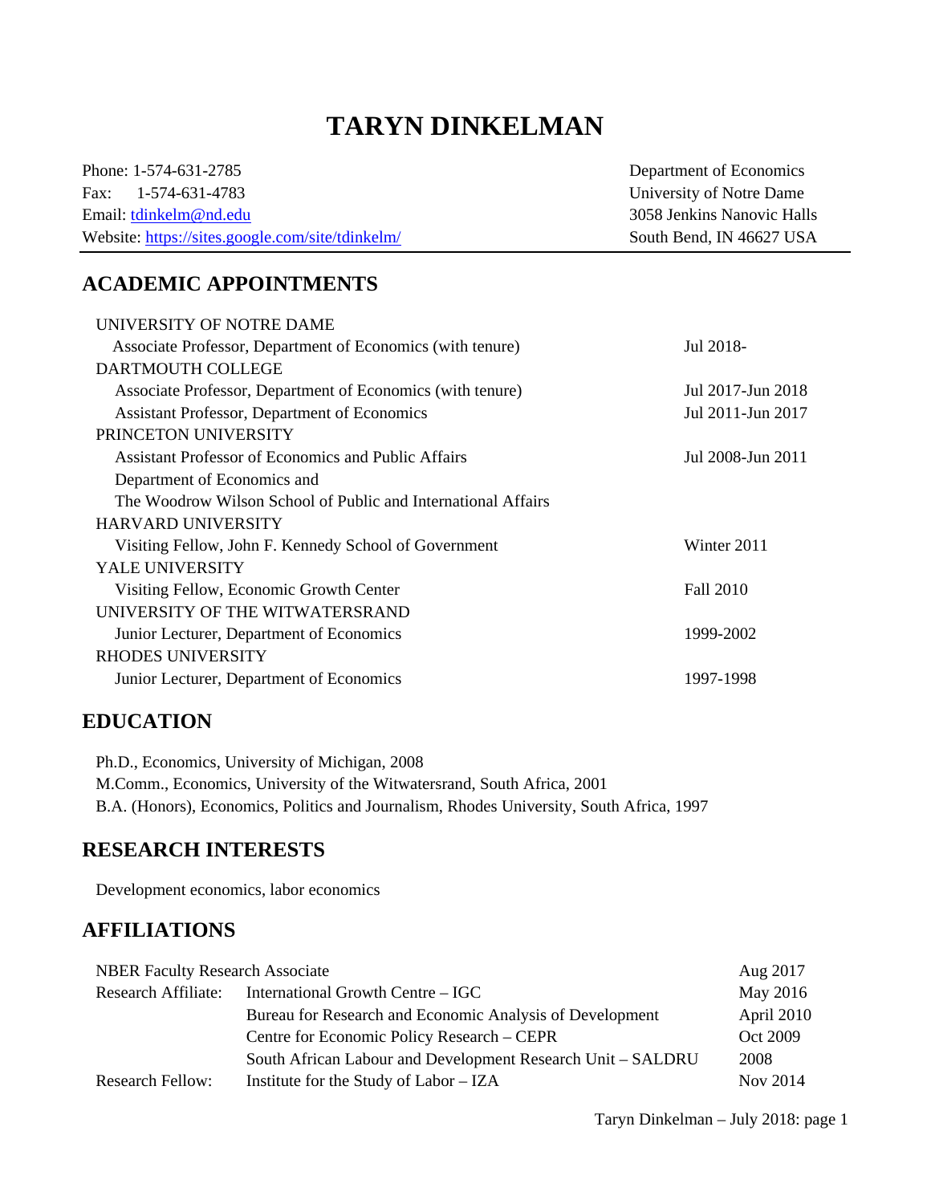# TARYN DINKELMAN

Phone: 1-574-631-2785
Fax: 1-574-631-4783
Email: tdinkelm@nd.edu
Website: https://sites.google.com/site/tdinkelm/

Department of Economics
University of Notre Dame
3058 Jenkins Nanovic Halls
South Bend, IN 46627 USA

## ACADEMIC APPOINTMENTS

UNIVERSITY OF NOTRE DAME

| | |
|---|---|
| Associate Professor, Department of Economics (with tenure) | Jul 2018- |

DARTMOUTH COLLEGE

| | |
|---|---|
| Associate Professor, Department of Economics (with tenure) | Jul 2017-Jun 2018 |
| Assistant Professor, Department of Economics | Jul 2011-Jun 2017 |

PRINCETON UNIVERSITY

| | |
|---|---|
| Assistant Professor of Economics and Public Affairs<br>Department of Economics and<br>The Woodrow Wilson School of Public and International Affairs | Jul 2008-Jun 2011 |

HARVARD UNIVERSITY

| | |
|---|---|
| Visiting Fellow, John F. Kennedy School of Government | Winter 2011 |

YALE UNIVERSITY

| | |
|---|---|
| Visiting Fellow, Economic Growth Center | Fall 2010 |

UNIVERSITY OF THE WITWATERSRAND

| | |
|---|---|
| Junior Lecturer, Department of Economics | 1999-2002 |

RHODES UNIVERSITY

| | |
|---|---|
| Junior Lecturer, Department of Economics | 1997-1998 |

## EDUCATION

Ph.D., Economics, University of Michigan, 2008
M.Comm., Economics, University of the Witwatersrand, South Africa, 2001
B.A. (Honors), Economics, Politics and Journalism, Rhodes University, South Africa, 1997

## RESEARCH INTERESTS

Development economics, labor economics

## AFFILIATIONS

| | | |
|---|---|---|
| NBER Faculty Research Associate | | Aug 2017 |
| Research Affiliate: | International Growth Centre – IGC | May 2016 |
| | Bureau for Research and Economic Analysis of Development | April 2010 |
| | Centre for Economic Policy Research – CEPR | Oct 2009 |
| | South African Labour and Development Research Unit – SALDRU | 2008 |
| Research Fellow: | Institute for the Study of Labor – IZA | Nov 2014 |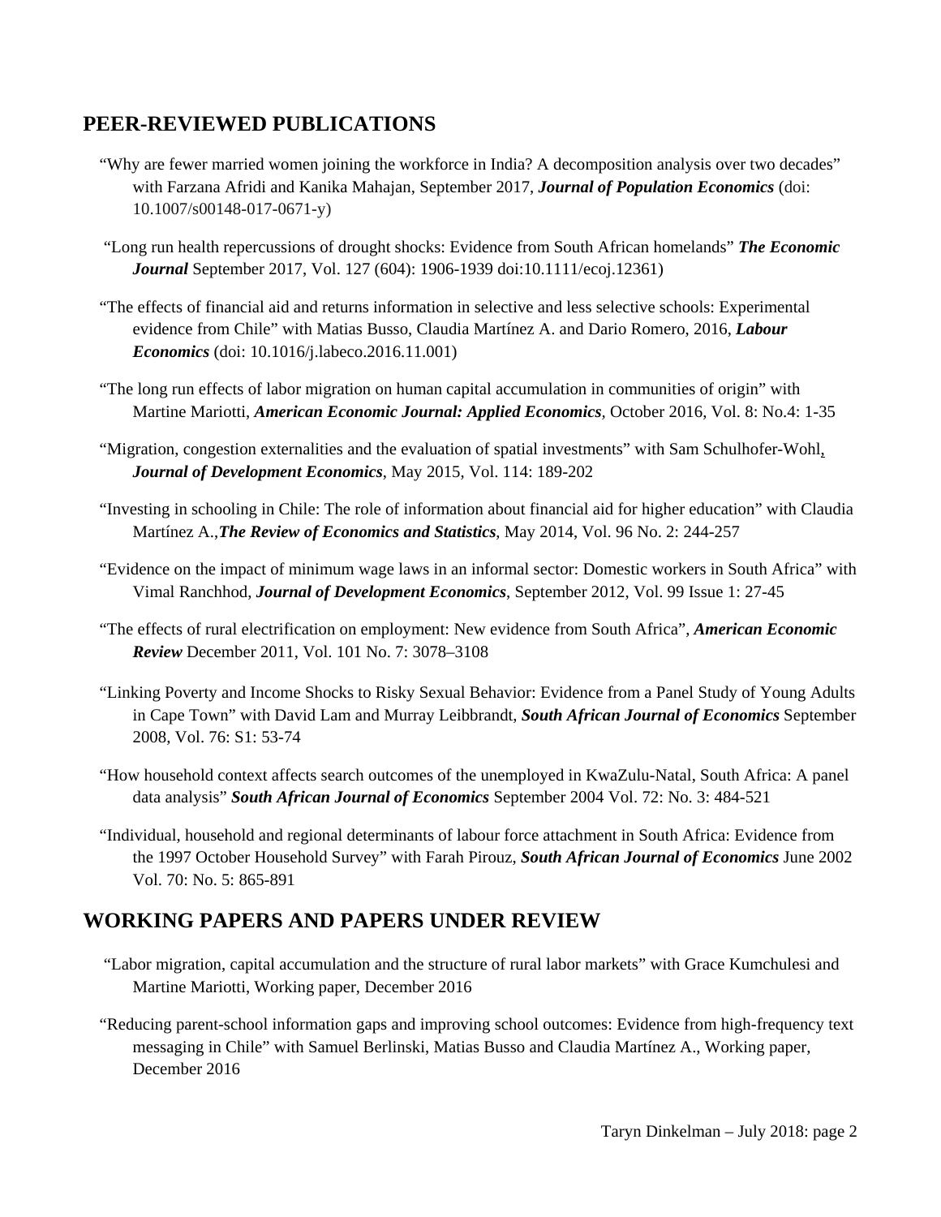## PEER-REVIEWED PUBLICATIONS

"Why are fewer married women joining the workforce in India? A decomposition analysis over two decades" with Farzana Afridi and Kanika Mahajan, September 2017, ***Journal of Population Economics*** (doi: 10.1007/s00148-017-0671-y)

"Long run health repercussions of drought shocks: Evidence from South African homelands" ***The Economic Journal*** September 2017, Vol. 127 (604): 1906-1939 doi:10.1111/ecoj.12361)

"The effects of financial aid and returns information in selective and less selective schools: Experimental evidence from Chile" with Matias Busso, Claudia Martínez A. and Dario Romero, 2016, ***Labour Economics*** (doi: 10.1016/j.labeco.2016.11.001)

"The long run effects of labor migration on human capital accumulation in communities of origin" with Martine Mariotti, ***American Economic Journal: Applied Economics***, October 2016, Vol. 8: No.4: 1-35

"Migration, congestion externalities and the evaluation of spatial investments" with Sam Schulhofer-Wohl, ***Journal of Development Economics***, May 2015, Vol. 114: 189-202

"Investing in schooling in Chile: The role of information about financial aid for higher education" with Claudia Martínez A.,***The Review of Economics and Statistics***, May 2014, Vol. 96 No. 2: 244-257

"Evidence on the impact of minimum wage laws in an informal sector: Domestic workers in South Africa" with Vimal Ranchhod, ***Journal of Development Economics***, September 2012, Vol. 99 Issue 1: 27-45

"The effects of rural electrification on employment: New evidence from South Africa", ***American Economic Review*** December 2011, Vol. 101 No. 7: 3078–3108

"Linking Poverty and Income Shocks to Risky Sexual Behavior: Evidence from a Panel Study of Young Adults in Cape Town" with David Lam and Murray Leibbrandt, ***South African Journal of Economics*** September 2008, Vol. 76: S1: 53-74

"How household context affects search outcomes of the unemployed in KwaZulu-Natal, South Africa: A panel data analysis" ***South African Journal of Economics*** September 2004 Vol. 72: No. 3: 484-521

"Individual, household and regional determinants of labour force attachment in South Africa: Evidence from the 1997 October Household Survey" with Farah Pirouz, ***South African Journal of Economics*** June 2002 Vol. 70: No. 5: 865-891

## WORKING PAPERS AND PAPERS UNDER REVIEW

"Labor migration, capital accumulation and the structure of rural labor markets" with Grace Kumchulesi and Martine Mariotti, Working paper, December 2016

"Reducing parent-school information gaps and improving school outcomes: Evidence from high-frequency text messaging in Chile" with Samuel Berlinski, Matias Busso and Claudia Martínez A., Working paper, December 2016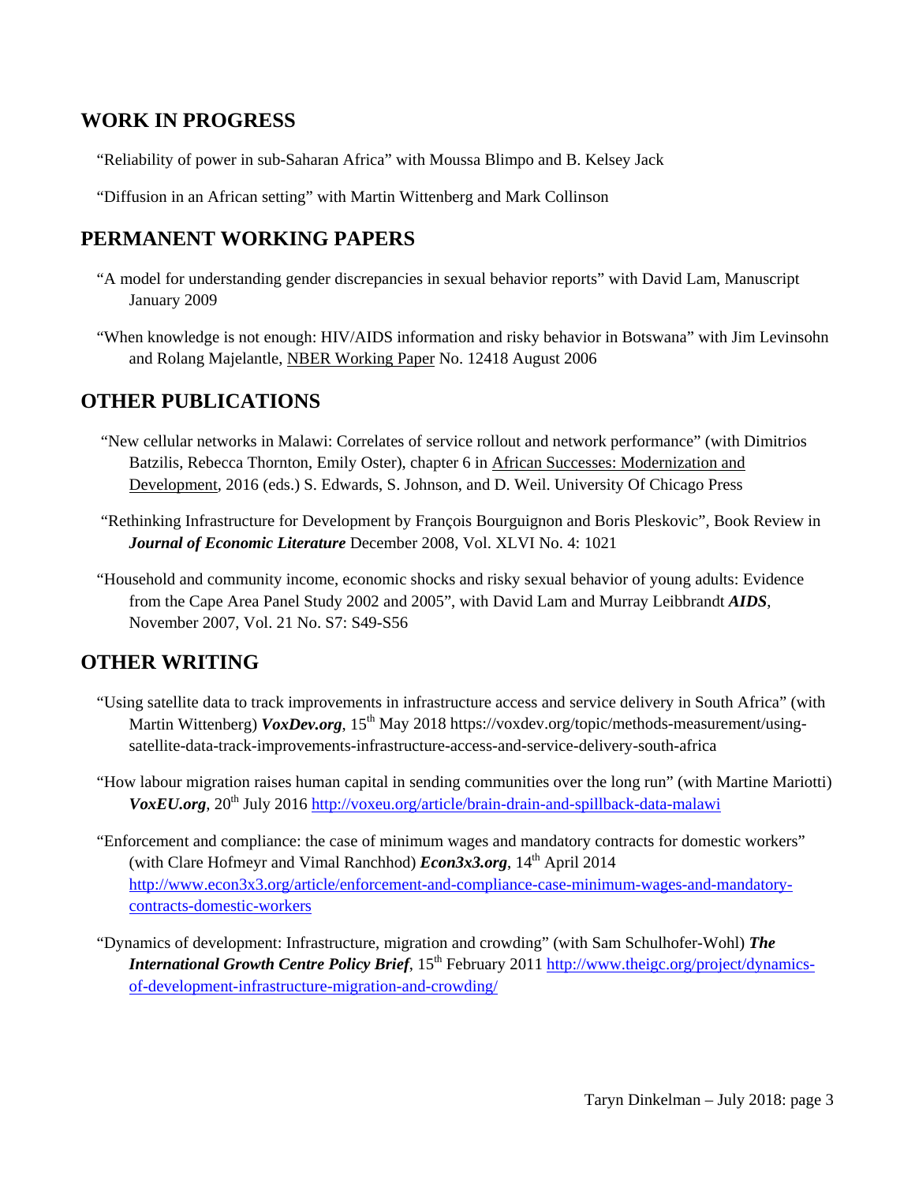## WORK IN PROGRESS

"Reliability of power in sub-Saharan Africa" with Moussa Blimpo and B. Kelsey Jack

"Diffusion in an African setting" with Martin Wittenberg and Mark Collinson

## PERMANENT WORKING PAPERS

"A model for understanding gender discrepancies in sexual behavior reports" with David Lam, Manuscript January 2009

"When knowledge is not enough: HIV/AIDS information and risky behavior in Botswana" with Jim Levinsohn and Rolang Majelantle, NBER Working Paper No. 12418 August 2006

## OTHER PUBLICATIONS

"New cellular networks in Malawi: Correlates of service rollout and network performance" (with Dimitrios Batzilis, Rebecca Thornton, Emily Oster), chapter 6 in African Successes: Modernization and Development, 2016 (eds.) S. Edwards, S. Johnson, and D. Weil. University Of Chicago Press

"Rethinking Infrastructure for Development by François Bourguignon and Boris Pleskovic", Book Review in ***Journal of Economic Literature*** December 2008, Vol. XLVI No. 4: 1021

"Household and community income, economic shocks and risky sexual behavior of young adults: Evidence from the Cape Area Panel Study 2002 and 2005", with David Lam and Murray Leibbrandt ***AIDS***, November 2007, Vol. 21 No. S7: S49-S56

## OTHER WRITING

"Using satellite data to track improvements in infrastructure access and service delivery in South Africa" (with Martin Wittenberg) ***VoxDev.org***, 15th May 2018 https://voxdev.org/topic/methods-measurement/using-satellite-data-track-improvements-infrastructure-access-and-service-delivery-south-africa

"How labour migration raises human capital in sending communities over the long run" (with Martine Mariotti) ***VoxEU.org***, 20th July 2016 http://voxeu.org/article/brain-drain-and-spillback-data-malawi

"Enforcement and compliance: the case of minimum wages and mandatory contracts for domestic workers" (with Clare Hofmeyr and Vimal Ranchhod) ***Econ3x3.org***, 14th April 2014 http://www.econ3x3.org/article/enforcement-and-compliance-case-minimum-wages-and-mandatory-contracts-domestic-workers

"Dynamics of development: Infrastructure, migration and crowding" (with Sam Schulhofer-Wohl) ***The International Growth Centre Policy Brief***, 15th February 2011 http://www.theigc.org/project/dynamics-of-development-infrastructure-migration-and-crowding/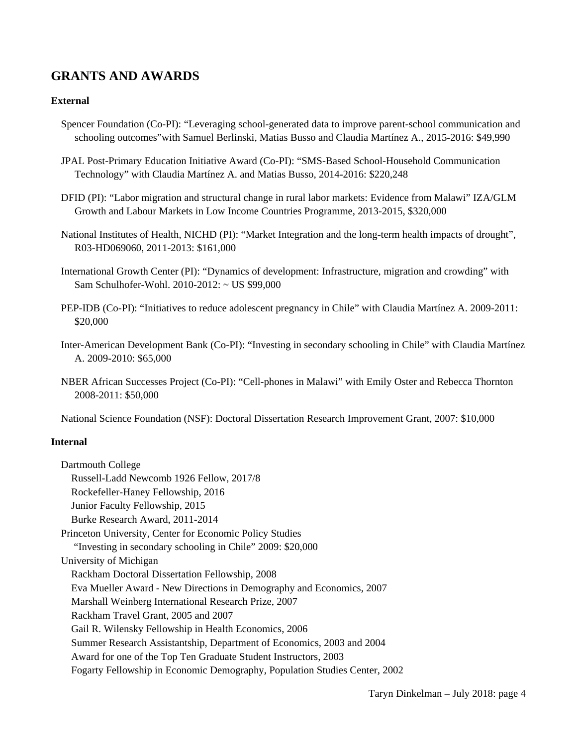## GRANTS AND AWARDS

### External

Spencer Foundation (Co-PI): "Leveraging school-generated data to improve parent-school communication and schooling outcomes"with Samuel Berlinski, Matias Busso and Claudia Martínez A., 2015-2016: $49,990

JPAL Post-Primary Education Initiative Award (Co-PI): "SMS-Based School-Household Communication Technology" with Claudia Martínez A. and Matias Busso, 2014-2016: $220,248

DFID (PI): "Labor migration and structural change in rural labor markets: Evidence from Malawi" IZA/GLM Growth and Labour Markets in Low Income Countries Programme, 2013-2015, $320,000

National Institutes of Health, NICHD (PI): "Market Integration and the long-term health impacts of drought", R03-HD069060, 2011-2013: $161,000

International Growth Center (PI): "Dynamics of development: Infrastructure, migration and crowding" with Sam Schulhofer-Wohl. 2010-2012: ~ US $99,000

PEP-IDB (Co-PI): "Initiatives to reduce adolescent pregnancy in Chile" with Claudia Martínez A. 2009-2011: $20,000

Inter-American Development Bank (Co-PI): "Investing in secondary schooling in Chile" with Claudia Martínez A. 2009-2010: $65,000

NBER African Successes Project (Co-PI): "Cell-phones in Malawi" with Emily Oster and Rebecca Thornton 2008-2011: $50,000

National Science Foundation (NSF): Doctoral Dissertation Research Improvement Grant, 2007: $10,000

### Internal

Dartmouth College
- Russell-Ladd Newcomb 1926 Fellow, 2017/8
- Rockefeller-Haney Fellowship, 2016
- Junior Faculty Fellowship, 2015
- Burke Research Award, 2011-2014

Princeton University, Center for Economic Policy Studies
- "Investing in secondary schooling in Chile" 2009: $20,000

University of Michigan
- Rackham Doctoral Dissertation Fellowship, 2008
- Eva Mueller Award - New Directions in Demography and Economics, 2007
- Marshall Weinberg International Research Prize, 2007
- Rackham Travel Grant, 2005 and 2007
- Gail R. Wilensky Fellowship in Health Economics, 2006
- Summer Research Assistantship, Department of Economics, 2003 and 2004
- Award for one of the Top Ten Graduate Student Instructors, 2003
- Fogarty Fellowship in Economic Demography, Population Studies Center, 2002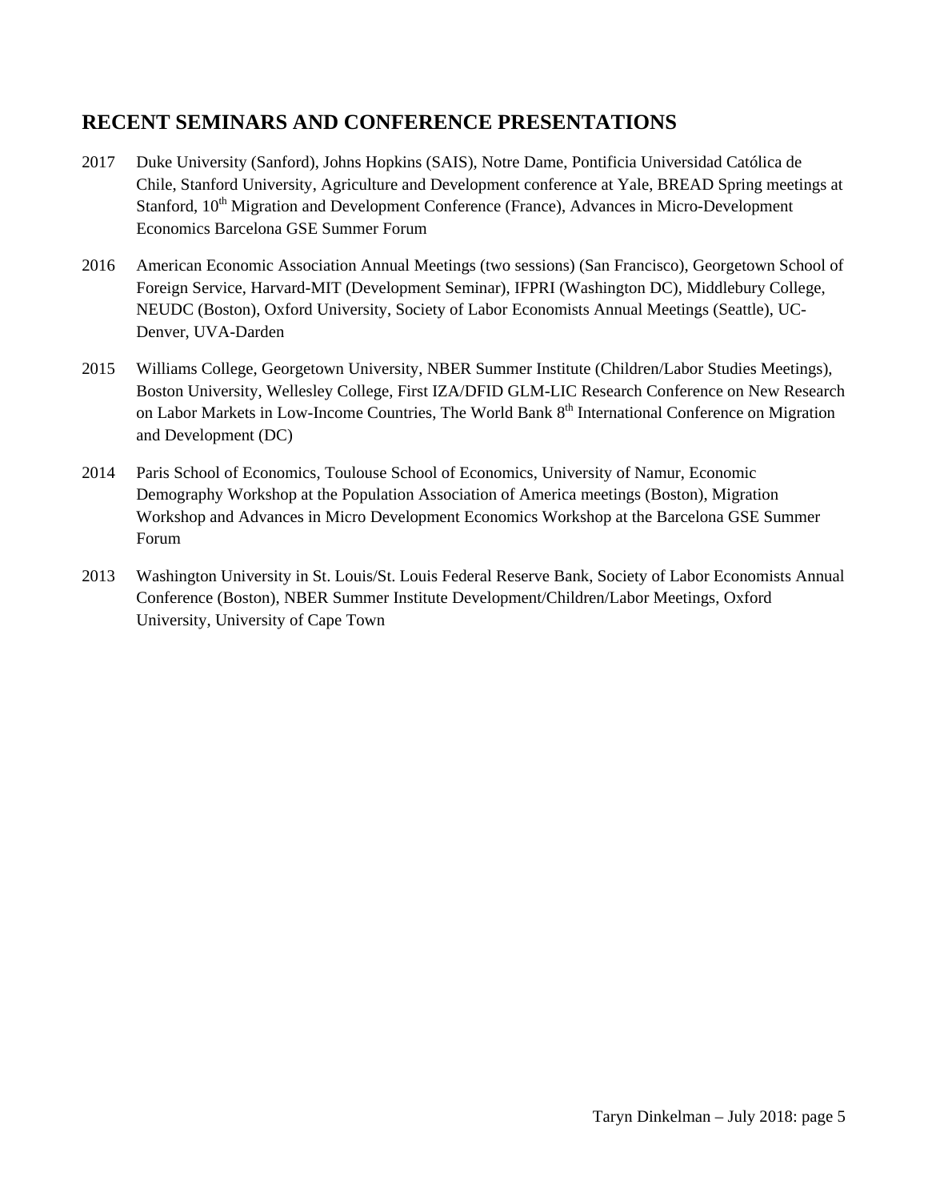## RECENT SEMINARS AND CONFERENCE PRESENTATIONS

2017 Duke University (Sanford), Johns Hopkins (SAIS), Notre Dame, Pontificia Universidad Católica de Chile, Stanford University, Agriculture and Development conference at Yale, BREAD Spring meetings at Stanford, 10th Migration and Development Conference (France), Advances in Micro-Development Economics Barcelona GSE Summer Forum

2016 American Economic Association Annual Meetings (two sessions) (San Francisco), Georgetown School of Foreign Service, Harvard-MIT (Development Seminar), IFPRI (Washington DC), Middlebury College, NEUDC (Boston), Oxford University, Society of Labor Economists Annual Meetings (Seattle), UC-Denver, UVA-Darden

2015 Williams College, Georgetown University, NBER Summer Institute (Children/Labor Studies Meetings), Boston University, Wellesley College, First IZA/DFID GLM-LIC Research Conference on New Research on Labor Markets in Low-Income Countries, The World Bank 8th International Conference on Migration and Development (DC)

2014 Paris School of Economics, Toulouse School of Economics, University of Namur, Economic Demography Workshop at the Population Association of America meetings (Boston), Migration Workshop and Advances in Micro Development Economics Workshop at the Barcelona GSE Summer Forum

2013 Washington University in St. Louis/St. Louis Federal Reserve Bank, Society of Labor Economists Annual Conference (Boston), NBER Summer Institute Development/Children/Labor Meetings, Oxford University, University of Cape Town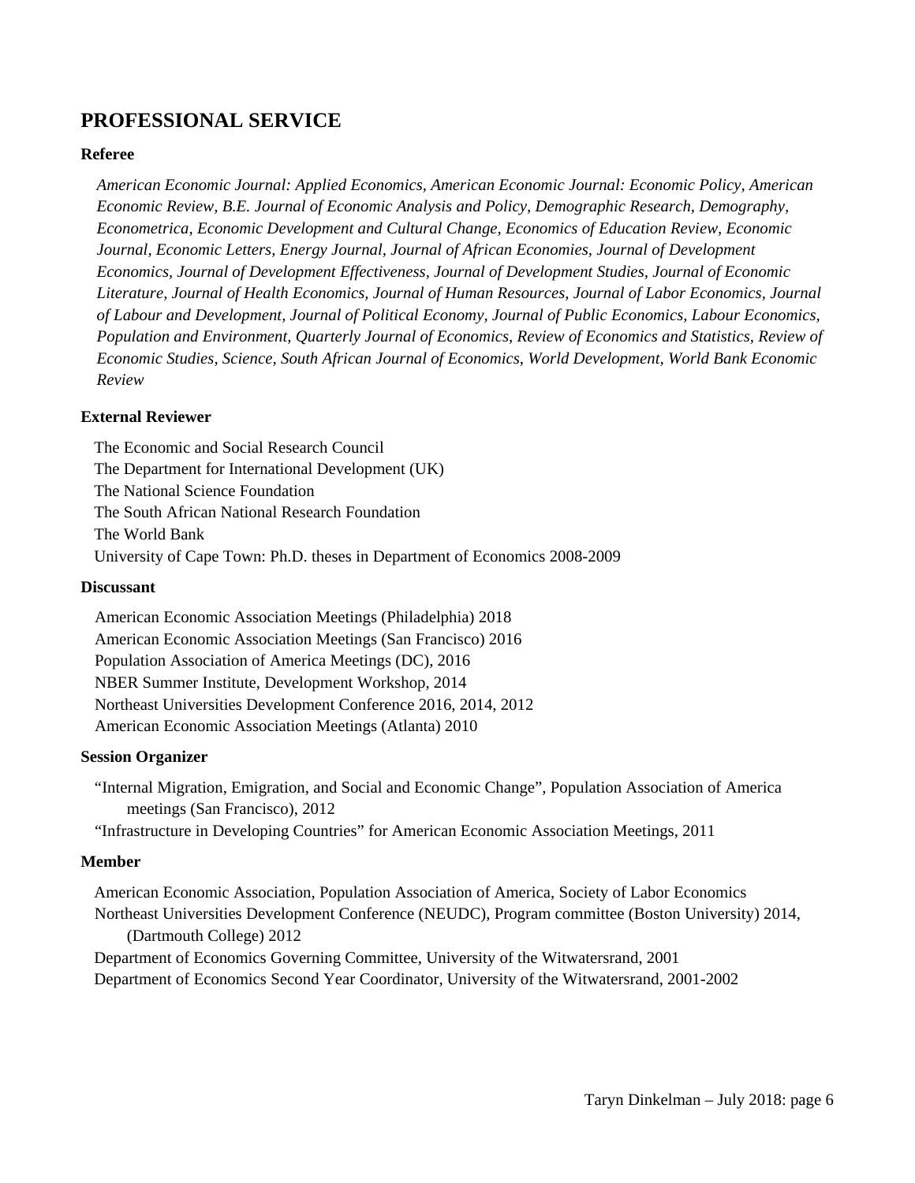## PROFESSIONAL SERVICE

**Referee**

*American Economic Journal: Applied Economics, American Economic Journal: Economic Policy, American Economic Review, B.E. Journal of Economic Analysis and Policy, Demographic Research, Demography, Econometrica, Economic Development and Cultural Change, Economics of Education Review, Economic Journal, Economic Letters, Energy Journal, Journal of African Economies, Journal of Development Economics, Journal of Development Effectiveness, Journal of Development Studies, Journal of Economic Literature, Journal of Health Economics, Journal of Human Resources, Journal of Labor Economics, Journal of Labour and Development, Journal of Political Economy, Journal of Public Economics, Labour Economics, Population and Environment, Quarterly Journal of Economics, Review of Economics and Statistics, Review of Economic Studies, Science, South African Journal of Economics, World Development, World Bank Economic Review*

**External Reviewer**

The Economic and Social Research Council
The Department for International Development (UK)
The National Science Foundation
The South African National Research Foundation
The World Bank
University of Cape Town: Ph.D. theses in Department of Economics 2008-2009

**Discussant**

American Economic Association Meetings (Philadelphia) 2018
American Economic Association Meetings (San Francisco) 2016
Population Association of America Meetings (DC), 2016
NBER Summer Institute, Development Workshop, 2014
Northeast Universities Development Conference 2016, 2014, 2012
American Economic Association Meetings (Atlanta) 2010

**Session Organizer**

"Internal Migration, Emigration, and Social and Economic Change", Population Association of America meetings (San Francisco), 2012
"Infrastructure in Developing Countries" for American Economic Association Meetings, 2011

**Member**

American Economic Association, Population Association of America, Society of Labor Economics
Northeast Universities Development Conference (NEUDC), Program committee (Boston University) 2014, (Dartmouth College) 2012
Department of Economics Governing Committee, University of the Witwatersrand, 2001
Department of Economics Second Year Coordinator, University of the Witwatersrand, 2001-2002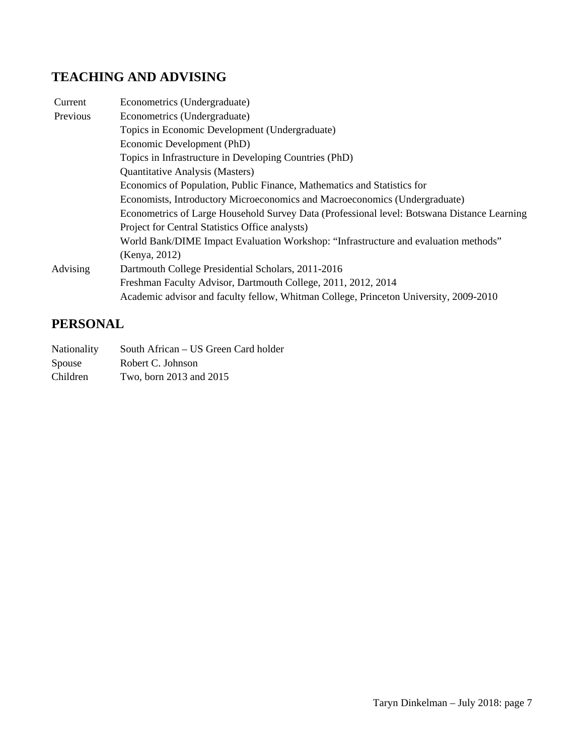## TEACHING AND ADVISING

| | |
|---|---|
| Current | Econometrics (Undergraduate) |
| Previous | Econometrics (Undergraduate) |
| | Topics in Economic Development (Undergraduate) |
| | Economic Development (PhD) |
| | Topics in Infrastructure in Developing Countries (PhD) |
| | Quantitative Analysis (Masters) |
| | Economics of Population, Public Finance, Mathematics and Statistics for Economists, Introductory Microeconomics and Macroeconomics (Undergraduate) |
| | Econometrics of Large Household Survey Data (Professional level: Botswana Distance Learning Project for Central Statistics Office analysts) |
| | World Bank/DIME Impact Evaluation Workshop: "Infrastructure and evaluation methods" (Kenya, 2012) |
| Advising | Dartmouth College Presidential Scholars, 2011-2016 |
| | Freshman Faculty Advisor, Dartmouth College, 2011, 2012, 2014 |
| | Academic advisor and faculty fellow, Whitman College, Princeton University, 2009-2010 |

## PERSONAL

| | |
|---|---|
| Nationality | South African – US Green Card holder |
| Spouse | Robert C. Johnson |
| Children | Two, born 2013 and 2015 |